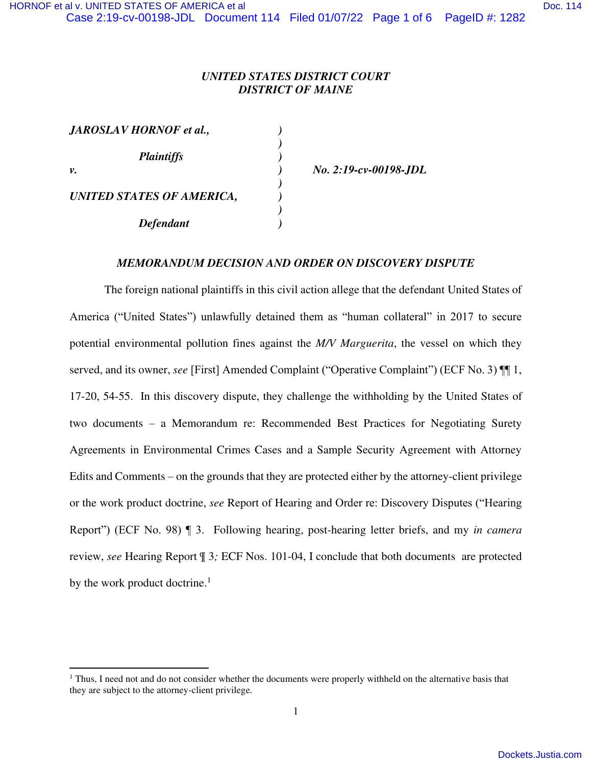***UNITED STATES DISTRICT COURT***
***DISTRICT OF MAINE***

| | | |
|---|---|---|
| ***JAROSLAV HORNOF et al.,*** | *)* | |
| | *)* | |
| ***Plaintiffs*** | *)* | |
| ***v.*** | *)* | ***No. 2:19-cv-00198-JDL*** |
| | *)* | |
| ***UNITED STATES OF AMERICA,*** | *)* | |
| | *)* | |
| ***Defendant*** | *)* | |

***MEMORANDUM DECISION AND ORDER ON DISCOVERY DISPUTE***

The foreign national plaintiffs in this civil action allege that the defendant United States of America ("United States") unlawfully detained them as "human collateral" in 2017 to secure potential environmental pollution fines against the *M/V Marguerita*, the vessel on which they served, and its owner, *see* [First] Amended Complaint ("Operative Complaint") (ECF No. 3) ¶¶ 1, 17-20, 54-55. In this discovery dispute, they challenge the withholding by the United States of two documents – a Memorandum re: Recommended Best Practices for Negotiating Surety Agreements in Environmental Crimes Cases and a Sample Security Agreement with Attorney Edits and Comments – on the grounds that they are protected either by the attorney-client privilege or the work product doctrine, *see* Report of Hearing and Order re: Discovery Disputes ("Hearing Report") (ECF No. 98) ¶ 3. Following hearing, post-hearing letter briefs, and my *in camera* review, *see* Hearing Report ¶ 3*;* ECF Nos. 101-04, I conclude that both documents are protected by the work product doctrine.[1]

[1] Thus, I need not and do not consider whether the documents were properly withheld on the alternative basis that they are subject to the attorney-client privilege.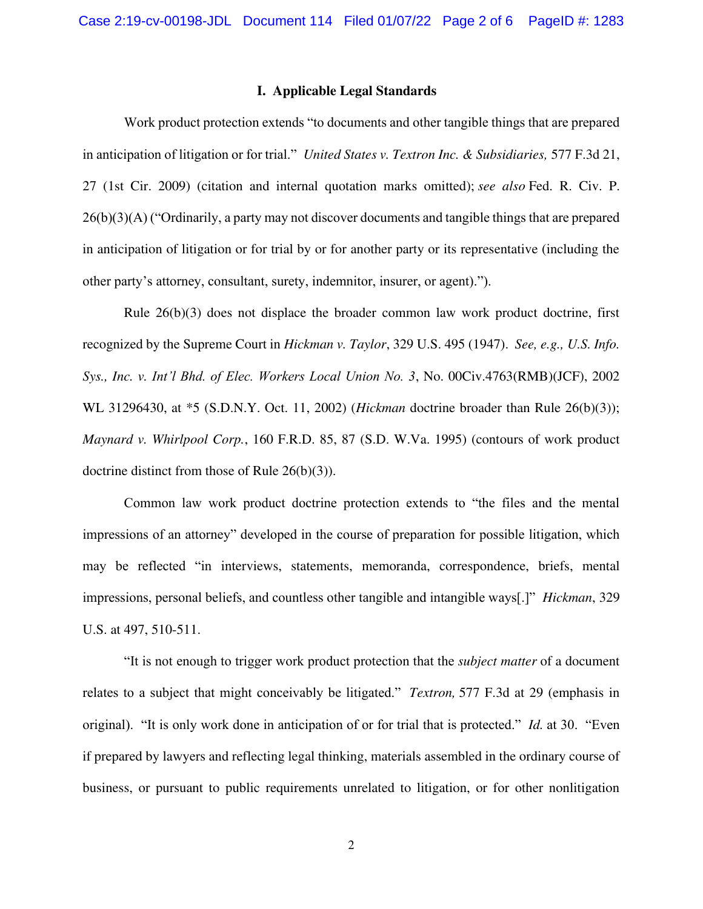## I. Applicable Legal Standards

Work product protection extends "to documents and other tangible things that are prepared in anticipation of litigation or for trial." *United States v. Textron Inc. & Subsidiaries,* 577 F.3d 21, 27 (1st Cir. 2009) (citation and internal quotation marks omitted); *see also* Fed. R. Civ. P. 26(b)(3)(A) ("Ordinarily, a party may not discover documents and tangible things that are prepared in anticipation of litigation or for trial by or for another party or its representative (including the other party's attorney, consultant, surety, indemnitor, insurer, or agent).").

Rule 26(b)(3) does not displace the broader common law work product doctrine, first recognized by the Supreme Court in *Hickman v. Taylor*, 329 U.S. 495 (1947). *See, e.g., U.S. Info. Sys., Inc. v. Int'l Bhd. of Elec. Workers Local Union No. 3*, No. 00Civ.4763(RMB)(JCF), 2002 WL 31296430, at *5 (S.D.N.Y. Oct. 11, 2002) (*Hickman* doctrine broader than Rule 26(b)(3)); *Maynard v. Whirlpool Corp.*, 160 F.R.D. 85, 87 (S.D. W.Va. 1995) (contours of work product doctrine distinct from those of Rule 26(b)(3)).

Common law work product doctrine protection extends to "the files and the mental impressions of an attorney" developed in the course of preparation for possible litigation, which may be reflected "in interviews, statements, memoranda, correspondence, briefs, mental impressions, personal beliefs, and countless other tangible and intangible ways[.]" *Hickman*, 329 U.S. at 497, 510-511.

"It is not enough to trigger work product protection that the *subject matter* of a document relates to a subject that might conceivably be litigated." *Textron,* 577 F.3d at 29 (emphasis in original). "It is only work done in anticipation of or for trial that is protected." *Id.* at 30. "Even if prepared by lawyers and reflecting legal thinking, materials assembled in the ordinary course of business, or pursuant to public requirements unrelated to litigation, or for other nonlitigation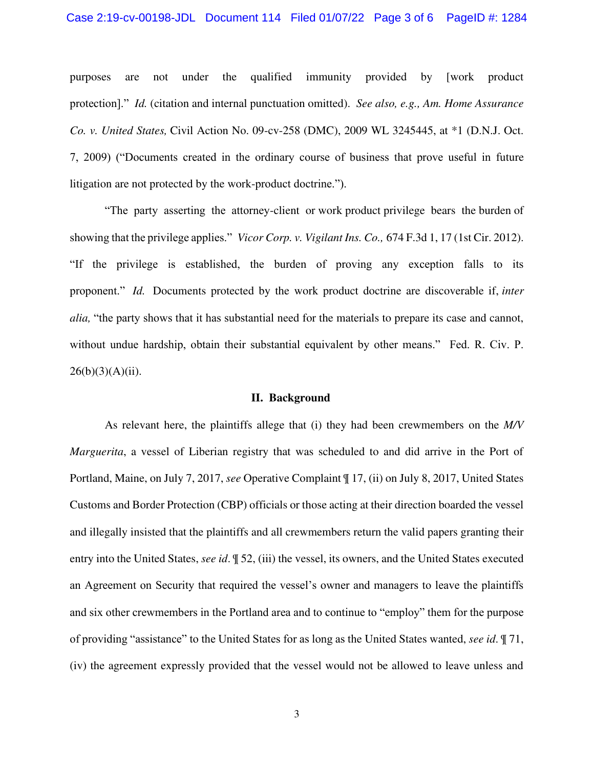purposes are not under the qualified immunity provided by [work product protection]." *Id.* (citation and internal punctuation omitted). *See also, e.g., Am. Home Assurance Co. v. United States,* Civil Action No. 09-cv-258 (DMC), 2009 WL 3245445, at *1 (D.N.J. Oct. 7, 2009) ("Documents created in the ordinary course of business that prove useful in future litigation are not protected by the work-product doctrine.").

"The party asserting the attorney-client or work product privilege bears the burden of showing that the privilege applies." *Vicor Corp. v. Vigilant Ins. Co.,* 674 F.3d 1, 17 (1st Cir. 2012). "If the privilege is established, the burden of proving any exception falls to its proponent." *Id.* Documents protected by the work product doctrine are discoverable if, *inter alia,* "the party shows that it has substantial need for the materials to prepare its case and cannot, without undue hardship, obtain their substantial equivalent by other means." Fed. R. Civ. P. 26(b)(3)(A)(ii).

## II. Background

As relevant here, the plaintiffs allege that (i) they had been crewmembers on the *M/V Marguerita*, a vessel of Liberian registry that was scheduled to and did arrive in the Port of Portland, Maine, on July 7, 2017, *see* Operative Complaint ¶ 17, (ii) on July 8, 2017, United States Customs and Border Protection (CBP) officials or those acting at their direction boarded the vessel and illegally insisted that the plaintiffs and all crewmembers return the valid papers granting their entry into the United States, *see id*. ¶ 52, (iii) the vessel, its owners, and the United States executed an Agreement on Security that required the vessel's owner and managers to leave the plaintiffs and six other crewmembers in the Portland area and to continue to "employ" them for the purpose of providing "assistance" to the United States for as long as the United States wanted, *see id*. ¶ 71, (iv) the agreement expressly provided that the vessel would not be allowed to leave unless and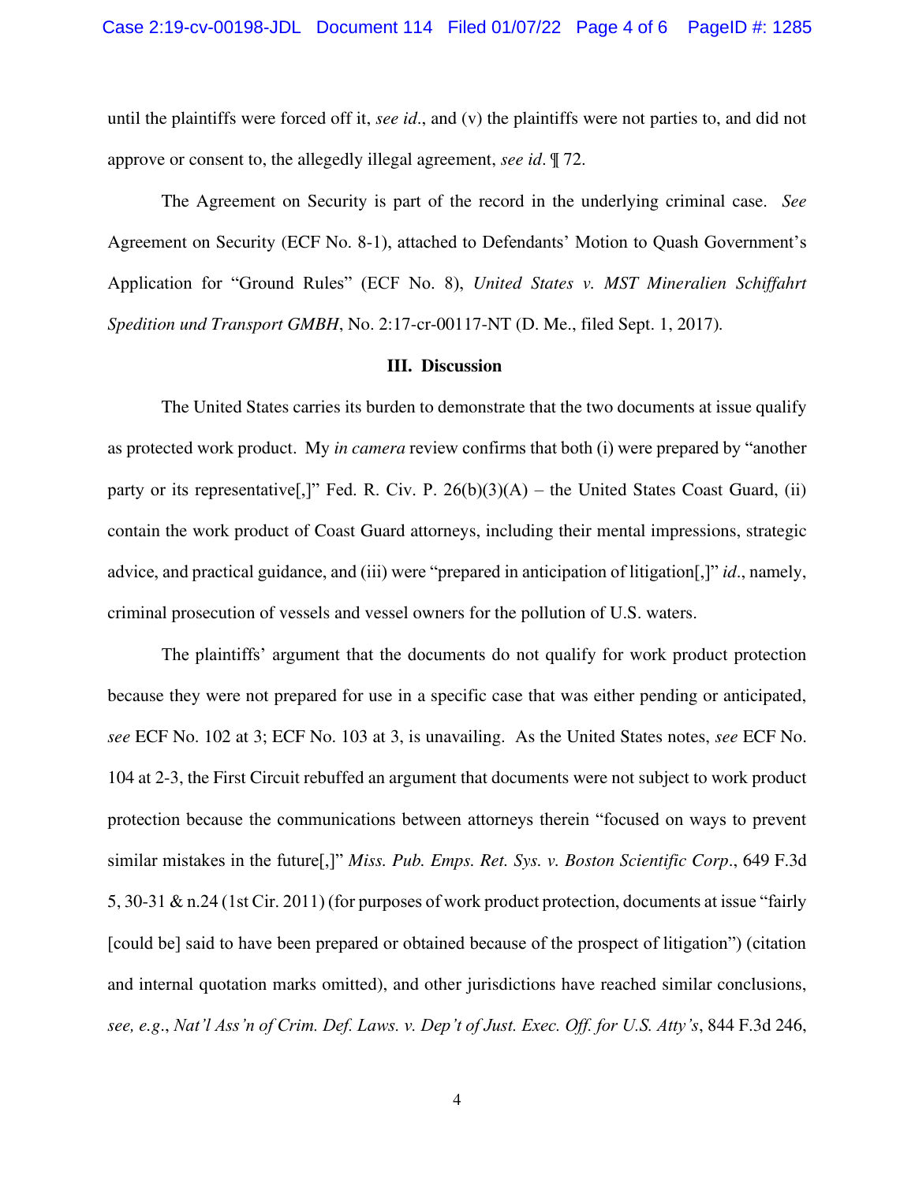until the plaintiffs were forced off it, *see id*., and (v) the plaintiffs were not parties to, and did not approve or consent to, the allegedly illegal agreement, *see id*. ¶ 72.

The Agreement on Security is part of the record in the underlying criminal case. *See* Agreement on Security (ECF No. 8-1), attached to Defendants' Motion to Quash Government's Application for "Ground Rules" (ECF No. 8), *United States v. MST Mineralien Schiffahrt Spedition und Transport GMBH*, No. 2:17-cr-00117-NT (D. Me., filed Sept. 1, 2017).

### III. Discussion

The United States carries its burden to demonstrate that the two documents at issue qualify as protected work product. My *in camera* review confirms that both (i) were prepared by "another party or its representative[,]" Fed. R. Civ. P. 26(b)(3)(A) – the United States Coast Guard, (ii) contain the work product of Coast Guard attorneys, including their mental impressions, strategic advice, and practical guidance, and (iii) were "prepared in anticipation of litigation[,]" *id*., namely, criminal prosecution of vessels and vessel owners for the pollution of U.S. waters.

The plaintiffs' argument that the documents do not qualify for work product protection because they were not prepared for use in a specific case that was either pending or anticipated, *see* ECF No. 102 at 3; ECF No. 103 at 3, is unavailing. As the United States notes, *see* ECF No. 104 at 2-3, the First Circuit rebuffed an argument that documents were not subject to work product protection because the communications between attorneys therein "focused on ways to prevent similar mistakes in the future[,]" *Miss. Pub. Emps. Ret. Sys. v. Boston Scientific Corp*., 649 F.3d 5, 30-31 & n.24 (1st Cir. 2011) (for purposes of work product protection, documents at issue "fairly [could be] said to have been prepared or obtained because of the prospect of litigation") (citation and internal quotation marks omitted), and other jurisdictions have reached similar conclusions, *see, e.g*., *Nat'l Ass'n of Crim. Def. Laws. v. Dep't of Just. Exec. Off. for U.S. Atty's*, 844 F.3d 246,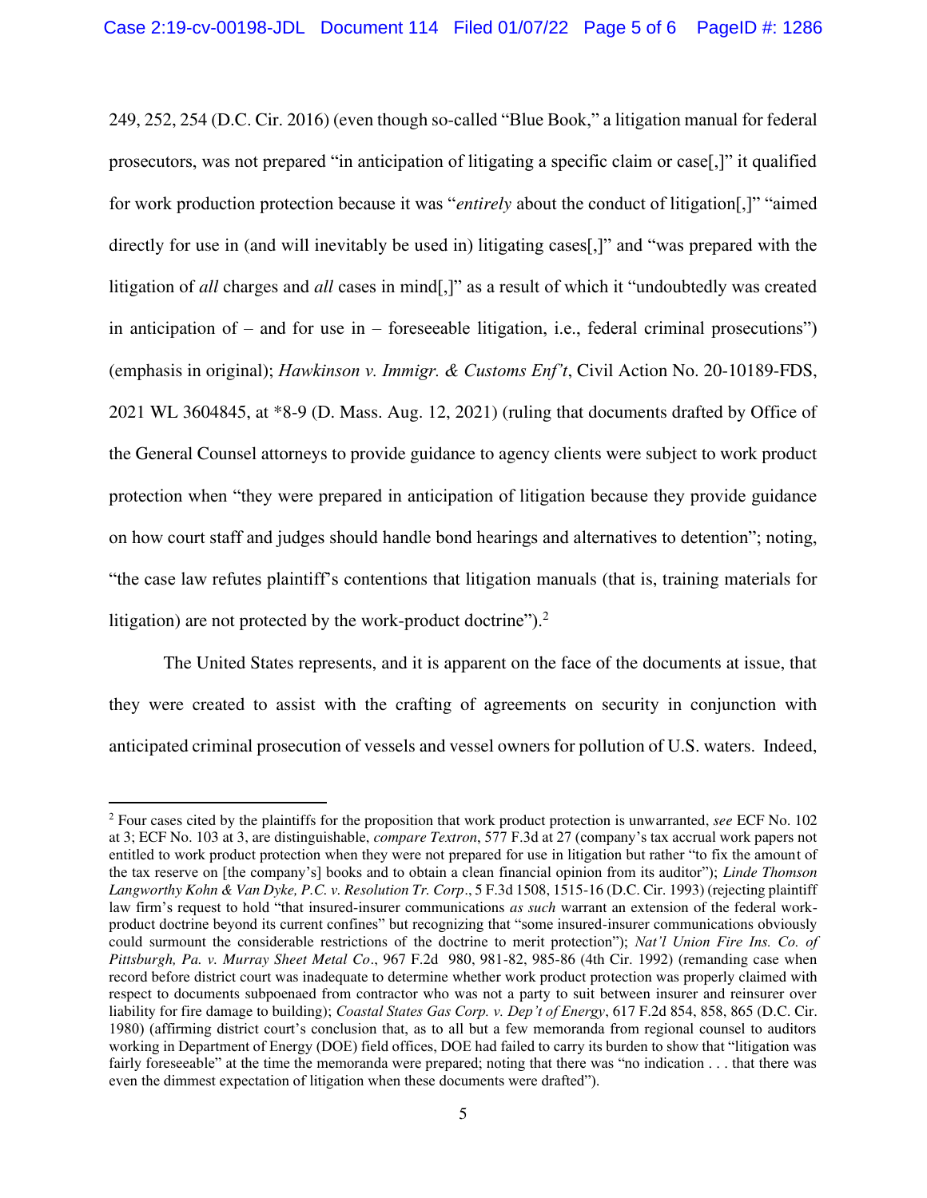249, 252, 254 (D.C. Cir. 2016) (even though so-called "Blue Book," a litigation manual for federal prosecutors, was not prepared "in anticipation of litigating a specific claim or case[,]" it qualified for work production protection because it was "*entirely* about the conduct of litigation[,]" "aimed directly for use in (and will inevitably be used in) litigating cases[,]" and "was prepared with the litigation of *all* charges and *all* cases in mind[,]" as a result of which it "undoubtedly was created in anticipation of – and for use in – foreseeable litigation, i.e., federal criminal prosecutions") (emphasis in original); *Hawkinson v. Immigr. & Customs Enf't*, Civil Action No. 20-10189-FDS, 2021 WL 3604845, at *8-9 (D. Mass. Aug. 12, 2021) (ruling that documents drafted by Office of the General Counsel attorneys to provide guidance to agency clients were subject to work product protection when "they were prepared in anticipation of litigation because they provide guidance on how court staff and judges should handle bond hearings and alternatives to detention"; noting, "the case law refutes plaintiff's contentions that litigation manuals (that is, training materials for litigation) are not protected by the work-product doctrine").[2]

The United States represents, and it is apparent on the face of the documents at issue, that they were created to assist with the crafting of agreements on security in conjunction with anticipated criminal prosecution of vessels and vessel owners for pollution of U.S. waters. Indeed,

---

[2] Four cases cited by the plaintiffs for the proposition that work product protection is unwarranted, *see* ECF No. 102 at 3; ECF No. 103 at 3, are distinguishable, *compare Textron*, 577 F.3d at 27 (company's tax accrual work papers not entitled to work product protection when they were not prepared for use in litigation but rather "to fix the amount of the tax reserve on [the company's] books and to obtain a clean financial opinion from its auditor"); *Linde Thomson Langworthy Kohn & Van Dyke, P.C. v. Resolution Tr. Corp*., 5 F.3d 1508, 1515-16 (D.C. Cir. 1993) (rejecting plaintiff law firm's request to hold "that insured-insurer communications *as such* warrant an extension of the federal work-product doctrine beyond its current confines" but recognizing that "some insured-insurer communications obviously could surmount the considerable restrictions of the doctrine to merit protection"); *Nat'l Union Fire Ins. Co. of Pittsburgh, Pa. v. Murray Sheet Metal Co*., 967 F.2d 980, 981-82, 985-86 (4th Cir. 1992) (remanding case when record before district court was inadequate to determine whether work product protection was properly claimed with respect to documents subpoenaed from contractor who was not a party to suit between insurer and reinsurer over liability for fire damage to building); *Coastal States Gas Corp. v. Dep't of Energy*, 617 F.2d 854, 858, 865 (D.C. Cir. 1980) (affirming district court's conclusion that, as to all but a few memoranda from regional counsel to auditors working in Department of Energy (DOE) field offices, DOE had failed to carry its burden to show that "litigation was fairly foreseeable" at the time the memoranda were prepared; noting that there was "no indication . . . that there was even the dimmest expectation of litigation when these documents were drafted").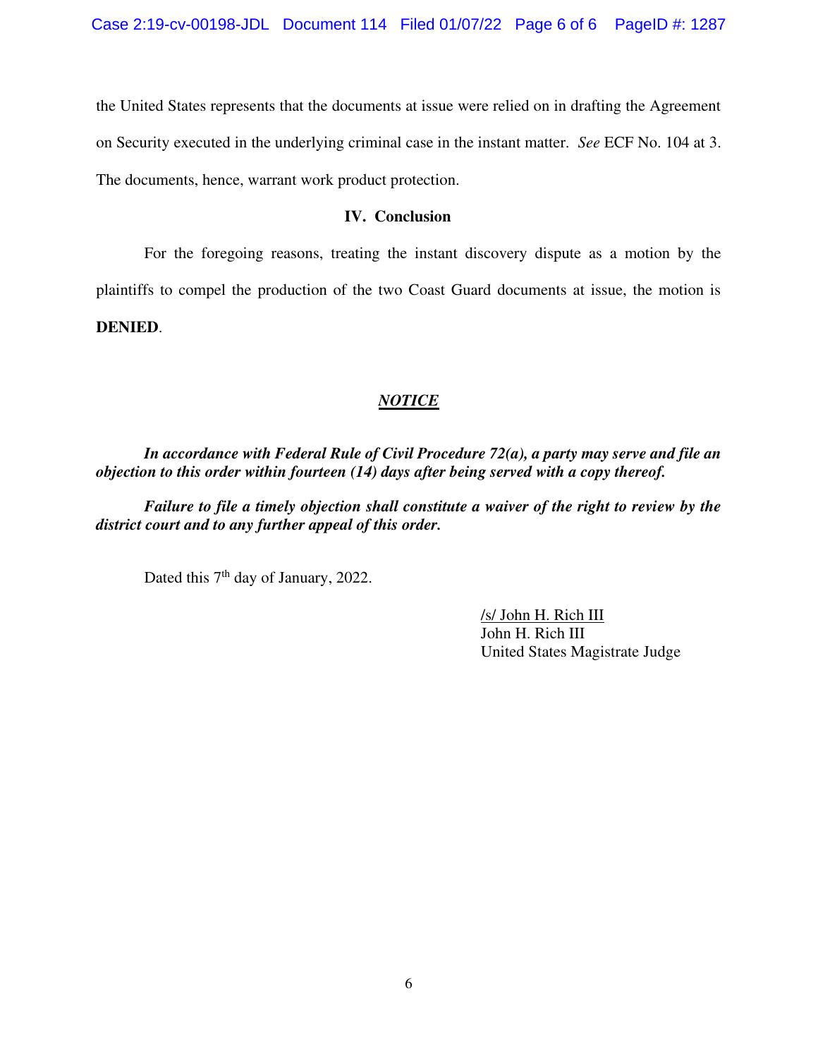the United States represents that the documents at issue were relied on in drafting the Agreement on Security executed in the underlying criminal case in the instant matter. *See* ECF No. 104 at 3. The documents, hence, warrant work product protection.

### IV. Conclusion

For the foregoing reasons, treating the instant discovery dispute as a motion by the plaintiffs to compel the production of the two Coast Guard documents at issue, the motion is **DENIED**.

***NOTICE***

***In accordance with Federal Rule of Civil Procedure 72(a), a party may serve and file an objection to this order within fourteen (14) days after being served with a copy thereof.***

***Failure to file a timely objection shall constitute a waiver of the right to review by the district court and to any further appeal of this order.***

Dated this 7th day of January, 2022.

/s/ John H. Rich III
John H. Rich III
United States Magistrate Judge